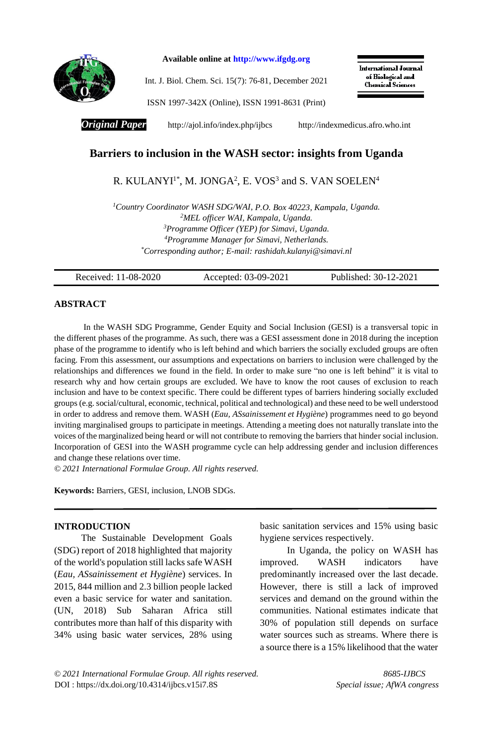Original Paper

# Barriers to inclusion in the WASH sector: insights from Uganda

R. KULANYI[1*], M. JONGA[2], E. VOS[3] and S. VAN SOELEN[4]

[1]*Country Coordinator WASH SDG/WAI, P.O. Box 40223, Kampala, Uganda.*
[2]*MEL officer WAI, Kampala, Uganda.*
[3]*Programme Officer (YEP) for Simavi, Uganda.*
[4]*Programme Manager for Simavi, Netherlands.*
[*]*Corresponding author; E-mail: rashidah.kulanyi@simavi.nl*

| Received: 11-08-2020 | Accepted: 03-09-2021 | Published: 30-12-2021 |
|---|---|---|

## ABSTRACT

In the WASH SDG Programme, Gender Equity and Social Inclusion (GESI) is a transversal topic in the different phases of the programme. As such, there was a GESI assessment done in 2018 during the inception phase of the programme to identify who is left behind and which barriers the socially excluded groups are often facing. From this assessment, our assumptions and expectations on barriers to inclusion were challenged by the relationships and differences we found in the field. In order to make sure "no one is left behind" it is vital to research why and how certain groups are excluded. We have to know the root causes of exclusion to reach inclusion and have to be context specific. There could be different types of barriers hindering socially excluded groups (e.g. social/cultural, economic, technical, political and technological) and these need to be well understood in order to address and remove them. WASH (*Eau, ASsainissement et Hygiène*) programmes need to go beyond inviting marginalised groups to participate in meetings. Attending a meeting does not naturally translate into the voices of the marginalized being heard or will not contribute to removing the barriers that hinder social inclusion. Incorporation of GESI into the WASH programme cycle can help addressing gender and inclusion differences and change these relations over time.

*© 2021 International Formulae Group. All rights reserved.*

**Keywords:** Barriers, GESI, inclusion, LNOB SDGs.

## INTRODUCTION

The Sustainable Development Goals (SDG) report of 2018 highlighted that majority of the world's population still lacks safe WASH (*Eau, ASsainissement et Hygiène*) services. In 2015, 844 million and 2.3 billion people lacked even a basic service for water and sanitation. (UN, 2018) Sub Saharan Africa still contributes more than half of this disparity with 34% using basic water services, 28% using basic sanitation services and 15% using basic hygiene services respectively.

In Uganda, the policy on WASH has improved. WASH indicators have predominantly increased over the last decade. However, there is still a lack of improved services and demand on the ground within the communities. National estimates indicate that 30% of population still depends on surface water sources such as streams. Where there is a source there is a 15% likelihood that the water

DOI : https://dx.doi.org/10.4314/ijbcs.v15i7.8S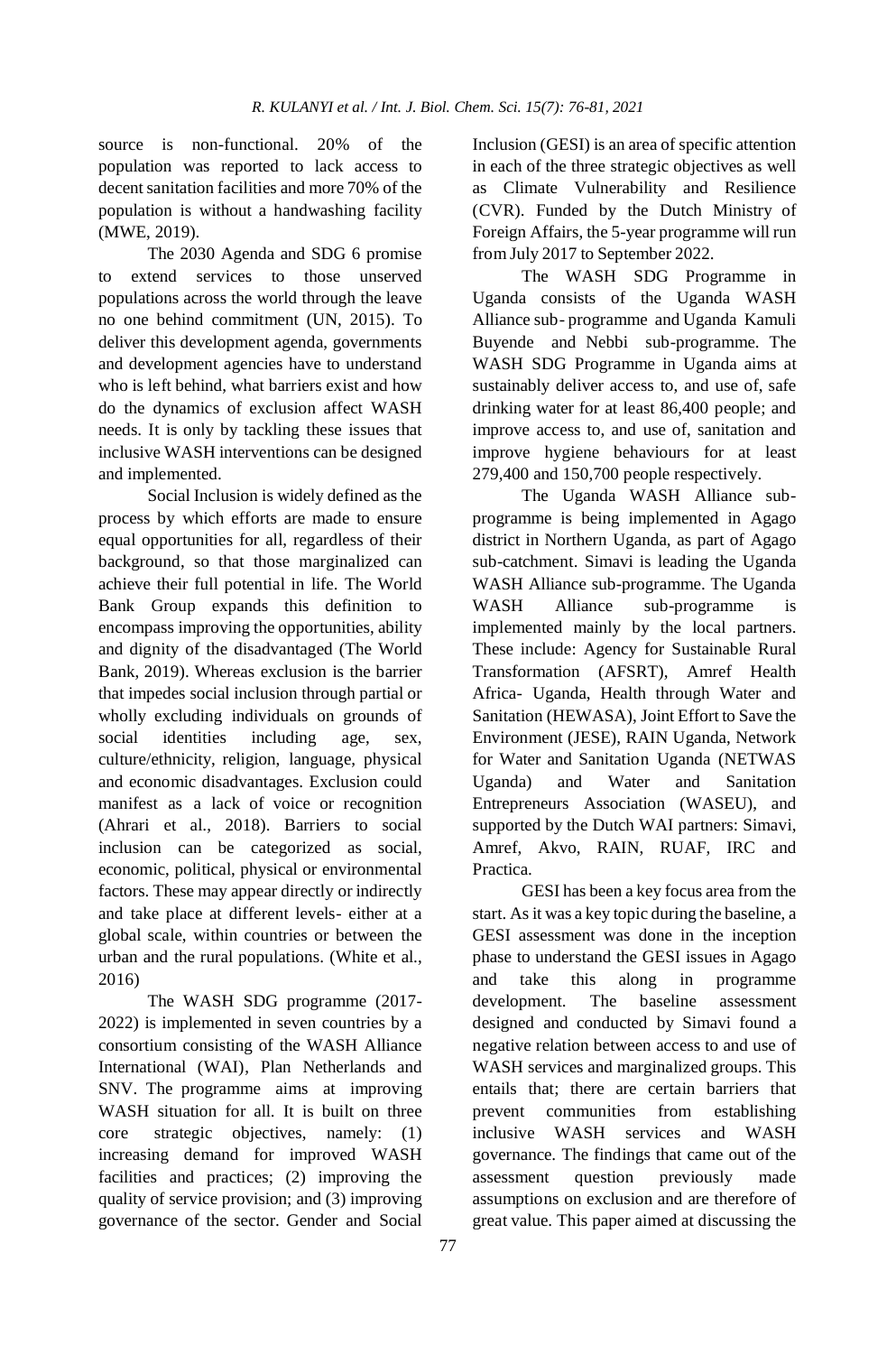source is non-functional. 20% of the population was reported to lack access to decent sanitation facilities and more 70% of the population is without a handwashing facility (MWE, 2019).

The 2030 Agenda and SDG 6 promise to extend services to those unserved populations across the world through the leave no one behind commitment (UN, 2015). To deliver this development agenda, governments and development agencies have to understand who is left behind, what barriers exist and how do the dynamics of exclusion affect WASH needs. It is only by tackling these issues that inclusive WASH interventions can be designed and implemented.

Social Inclusion is widely defined as the process by which efforts are made to ensure equal opportunities for all, regardless of their background, so that those marginalized can achieve their full potential in life. The World Bank Group expands this definition to encompass improving the opportunities, ability and dignity of the disadvantaged (The World Bank, 2019). Whereas exclusion is the barrier that impedes social inclusion through partial or wholly excluding individuals on grounds of social identities including age, sex, culture/ethnicity, religion, language, physical and economic disadvantages. Exclusion could manifest as a lack of voice or recognition (Ahrari et al., 2018). Barriers to social inclusion can be categorized as social, economic, political, physical or environmental factors. These may appear directly or indirectly and take place at different levels- either at a global scale, within countries or between the urban and the rural populations. (White et al., 2016)

The WASH SDG programme (2017-2022) is implemented in seven countries by a consortium consisting of the WASH Alliance International (WAI), Plan Netherlands and SNV. The programme aims at improving WASH situation for all. It is built on three core strategic objectives, namely: (1) increasing demand for improved WASH facilities and practices; (2) improving the quality of service provision; and (3) improving governance of the sector. Gender and Social Inclusion (GESI) is an area of specific attention in each of the three strategic objectives as well as Climate Vulnerability and Resilience (CVR). Funded by the Dutch Ministry of Foreign Affairs, the 5-year programme will run from July 2017 to September 2022.

The WASH SDG Programme in Uganda consists of the Uganda WASH Alliance sub- programme and Uganda Kamuli Buyende and Nebbi sub-programme. The WASH SDG Programme in Uganda aims at sustainably deliver access to, and use of, safe drinking water for at least 86,400 people; and improve access to, and use of, sanitation and improve hygiene behaviours for at least 279,400 and 150,700 people respectively.

The Uganda WASH Alliance sub-programme is being implemented in Agago district in Northern Uganda, as part of Agago sub-catchment. Simavi is leading the Uganda WASH Alliance sub-programme. The Uganda WASH Alliance sub-programme is implemented mainly by the local partners. These include: Agency for Sustainable Rural Transformation (AFSRT), Amref Health Africa- Uganda, Health through Water and Sanitation (HEWASA), Joint Effort to Save the Environment (JESE), RAIN Uganda, Network for Water and Sanitation Uganda (NETWAS Uganda) and Water and Sanitation Entrepreneurs Association (WASEU), and supported by the Dutch WAI partners: Simavi, Amref, Akvo, RAIN, RUAF, IRC and Practica.

GESI has been a key focus area from the start. As it was a key topic during the baseline, a GESI assessment was done in the inception phase to understand the GESI issues in Agago and take this along in programme development. The baseline assessment designed and conducted by Simavi found a negative relation between access to and use of WASH services and marginalized groups. This entails that; there are certain barriers that prevent communities from establishing inclusive WASH services and WASH governance. The findings that came out of the assessment question previously made assumptions on exclusion and are therefore of great value. This paper aimed at discussing the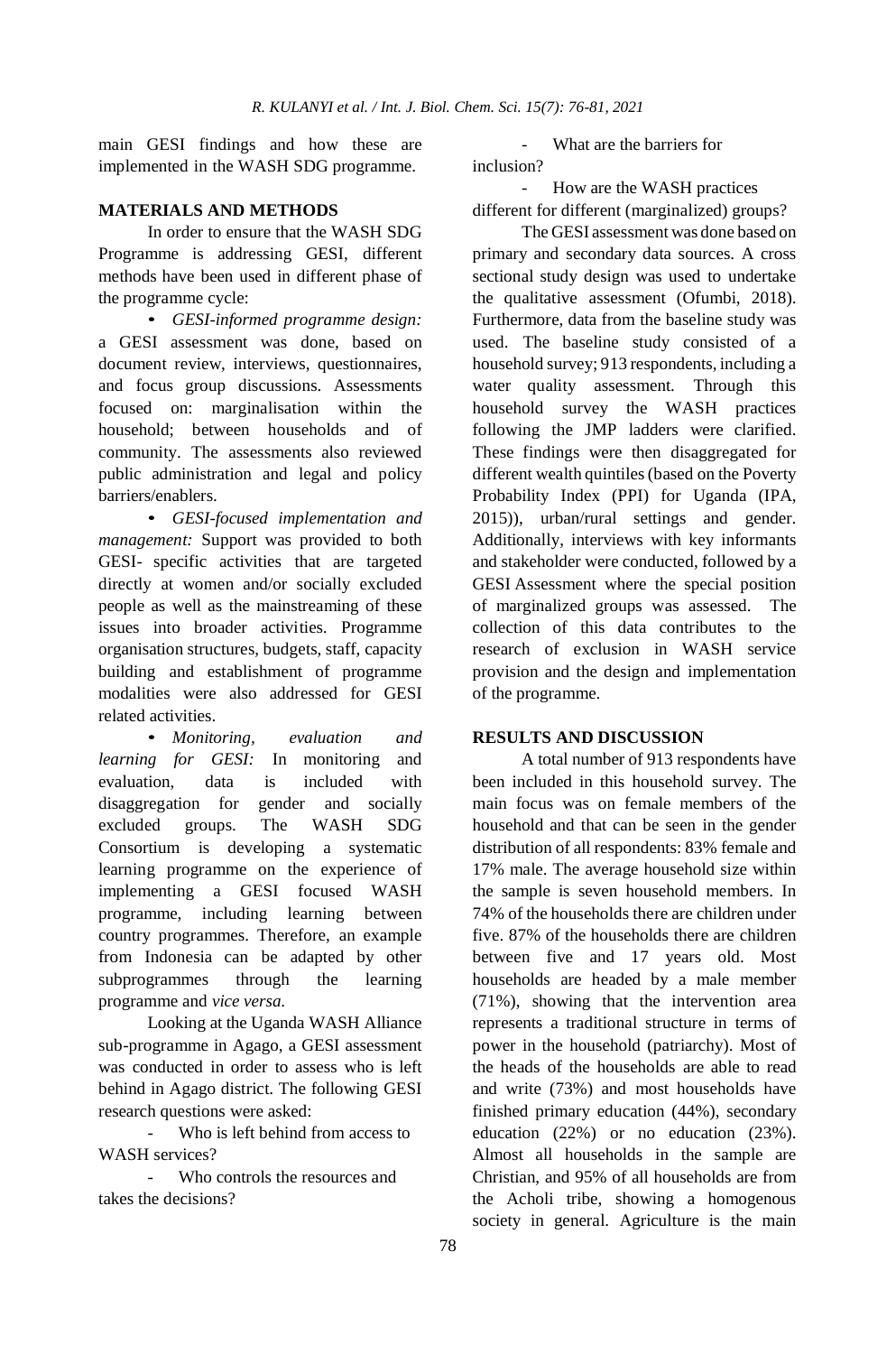main GESI findings and how these are implemented in the WASH SDG programme.

## MATERIALS AND METHODS

In order to ensure that the WASH SDG Programme is addressing GESI, different methods have been used in different phase of the programme cycle:

- *GESI-informed programme design:* a GESI assessment was done, based on document review, interviews, questionnaires, and focus group discussions. Assessments focused on: marginalisation within the household; between households and of community. The assessments also reviewed public administration and legal and policy barriers/enablers.
- *GESI-focused implementation and management:* Support was provided to both GESI- specific activities that are targeted directly at women and/or socially excluded people as well as the mainstreaming of these issues into broader activities. Programme organisation structures, budgets, staff, capacity building and establishment of programme modalities were also addressed for GESI related activities.
- *Monitoring, evaluation and learning for GESI:* In monitoring and evaluation, data is included with disaggregation for gender and socially excluded groups. The WASH SDG Consortium is developing a systematic learning programme on the experience of implementing a GESI focused WASH programme, including learning between country programmes. Therefore, an example from Indonesia can be adapted by other subprogrammes through the learning programme and *vice versa.*

Looking at the Uganda WASH Alliance sub-programme in Agago, a GESI assessment was conducted in order to assess who is left behind in Agago district. The following GESI research questions were asked:

- Who is left behind from access to WASH services?
- Who controls the resources and takes the decisions?
- What are the barriers for inclusion?
- How are the WASH practices different for different (marginalized) groups?

The GESI assessment was done based on primary and secondary data sources. A cross sectional study design was used to undertake the qualitative assessment (Ofumbi, 2018). Furthermore, data from the baseline study was used. The baseline study consisted of a household survey; 913 respondents, including a water quality assessment. Through this household survey the WASH practices following the JMP ladders were clarified. These findings were then disaggregated for different wealth quintiles (based on the Poverty Probability Index (PPI) for Uganda (IPA, 2015)), urban/rural settings and gender. Additionally, interviews with key informants and stakeholder were conducted, followed by a GESI Assessment where the special position of marginalized groups was assessed. The collection of this data contributes to the research of exclusion in WASH service provision and the design and implementation of the programme.

## RESULTS AND DISCUSSION

A total number of 913 respondents have been included in this household survey. The main focus was on female members of the household and that can be seen in the gender distribution of all respondents: 83% female and 17% male. The average household size within the sample is seven household members. In 74% of the households there are children under five. 87% of the households there are children between five and 17 years old. Most households are headed by a male member (71%), showing that the intervention area represents a traditional structure in terms of power in the household (patriarchy). Most of the heads of the households are able to read and write (73%) and most households have finished primary education (44%), secondary education (22%) or no education (23%). Almost all households in the sample are Christian, and 95% of all households are from the Acholi tribe, showing a homogenous society in general. Agriculture is the main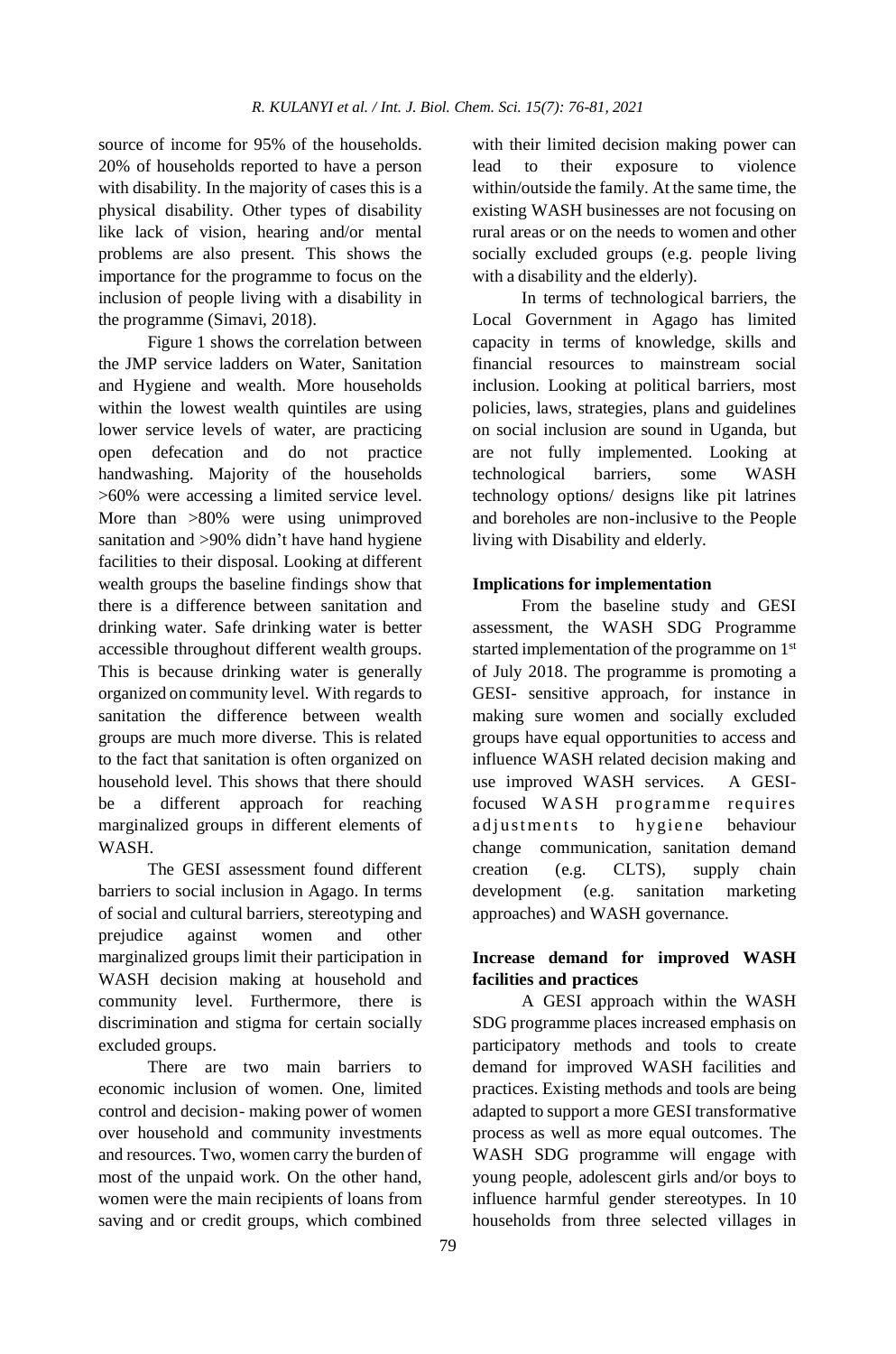source of income for 95% of the households. 20% of households reported to have a person with disability. In the majority of cases this is a physical disability. Other types of disability like lack of vision, hearing and/or mental problems are also present. This shows the importance for the programme to focus on the inclusion of people living with a disability in the programme (Simavi, 2018).

Figure 1 shows the correlation between the JMP service ladders on Water, Sanitation and Hygiene and wealth. More households within the lowest wealth quintiles are using lower service levels of water, are practicing open defecation and do not practice handwashing. Majority of the households >60% were accessing a limited service level. More than >80% were using unimproved sanitation and >90% didn't have hand hygiene facilities to their disposal. Looking at different wealth groups the baseline findings show that there is a difference between sanitation and drinking water. Safe drinking water is better accessible throughout different wealth groups. This is because drinking water is generally organized on community level. With regards to sanitation the difference between wealth groups are much more diverse. This is related to the fact that sanitation is often organized on household level. This shows that there should be a different approach for reaching marginalized groups in different elements of WASH.

The GESI assessment found different barriers to social inclusion in Agago. In terms of social and cultural barriers, stereotyping and prejudice against women and other marginalized groups limit their participation in WASH decision making at household and community level. Furthermore, there is discrimination and stigma for certain socially excluded groups.

There are two main barriers to economic inclusion of women. One, limited control and decision- making power of women over household and community investments and resources. Two, women carry the burden of most of the unpaid work. On the other hand, women were the main recipients of loans from saving and or credit groups, which combined with their limited decision making power can lead to their exposure to violence within/outside the family. At the same time, the existing WASH businesses are not focusing on rural areas or on the needs to women and other socially excluded groups (e.g. people living with a disability and the elderly).

In terms of technological barriers, the Local Government in Agago has limited capacity in terms of knowledge, skills and financial resources to mainstream social inclusion. Looking at political barriers, most policies, laws, strategies, plans and guidelines on social inclusion are sound in Uganda, but are not fully implemented. Looking at technological barriers, some WASH technology options/ designs like pit latrines and boreholes are non-inclusive to the People living with Disability and elderly.

**Implications for implementation**

From the baseline study and GESI assessment, the WASH SDG Programme started implementation of the programme on 1st of July 2018. The programme is promoting a GESI- sensitive approach, for instance in making sure women and socially excluded groups have equal opportunities to access and influence WASH related decision making and use improved WASH services. A GESI-focused WASH programme requires adjustments to hygiene behaviour change communication, sanitation demand creation (e.g. CLTS), supply chain development (e.g. sanitation marketing approaches) and WASH governance.

**Increase demand for improved WASH facilities and practices**

A GESI approach within the WASH SDG programme places increased emphasis on participatory methods and tools to create demand for improved WASH facilities and practices. Existing methods and tools are being adapted to support a more GESI transformative process as well as more equal outcomes. The WASH SDG programme will engage with young people, adolescent girls and/or boys to influence harmful gender stereotypes. In 10 households from three selected villages in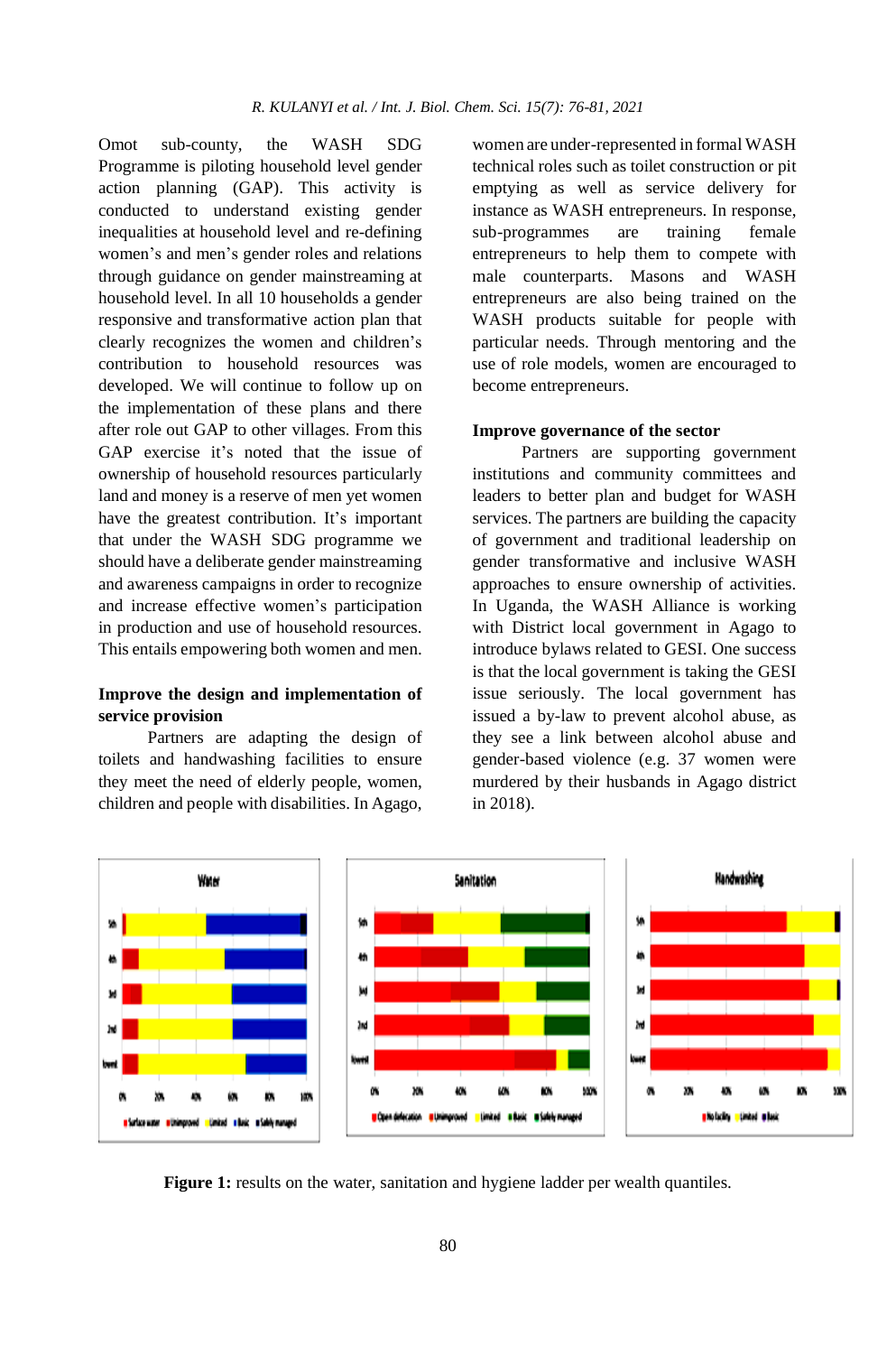Omot sub-county, the WASH SDG Programme is piloting household level gender action planning (GAP). This activity is conducted to understand existing gender inequalities at household level and re-defining women's and men's gender roles and relations through guidance on gender mainstreaming at household level. In all 10 households a gender responsive and transformative action plan that clearly recognizes the women and children's contribution to household resources was developed. We will continue to follow up on the implementation of these plans and there after role out GAP to other villages. From this GAP exercise it's noted that the issue of ownership of household resources particularly land and money is a reserve of men yet women have the greatest contribution. It's important that under the WASH SDG programme we should have a deliberate gender mainstreaming and awareness campaigns in order to recognize and increase effective women's participation in production and use of household resources. This entails empowering both women and men.

**Improve the design and implementation of service provision**

Partners are adapting the design of toilets and handwashing facilities to ensure they meet the need of elderly people, women, children and people with disabilities. In Agago, women are under-represented in formal WASH technical roles such as toilet construction or pit emptying as well as service delivery for instance as WASH entrepreneurs. In response, sub-programmes are training female entrepreneurs to help them to compete with male counterparts. Masons and WASH entrepreneurs are also being trained on the WASH products suitable for people with particular needs. Through mentoring and the use of role models, women are encouraged to become entrepreneurs.

**Improve governance of the sector**

Partners are supporting government institutions and community committees and leaders to better plan and budget for WASH services. The partners are building the capacity of government and traditional leadership on gender transformative and inclusive WASH approaches to ensure ownership of activities. In Uganda, the WASH Alliance is working with District local government in Agago to introduce bylaws related to GESI. One success is that the local government is taking the GESI issue seriously. The local government has issued a by-law to prevent alcohol abuse, as they see a link between alcohol abuse and gender-based violence (e.g. 37 women were murdered by their husbands in Agago district in 2018).

**Figure 1:** results on the water, sanitation and hygiene ladder per wealth quantiles.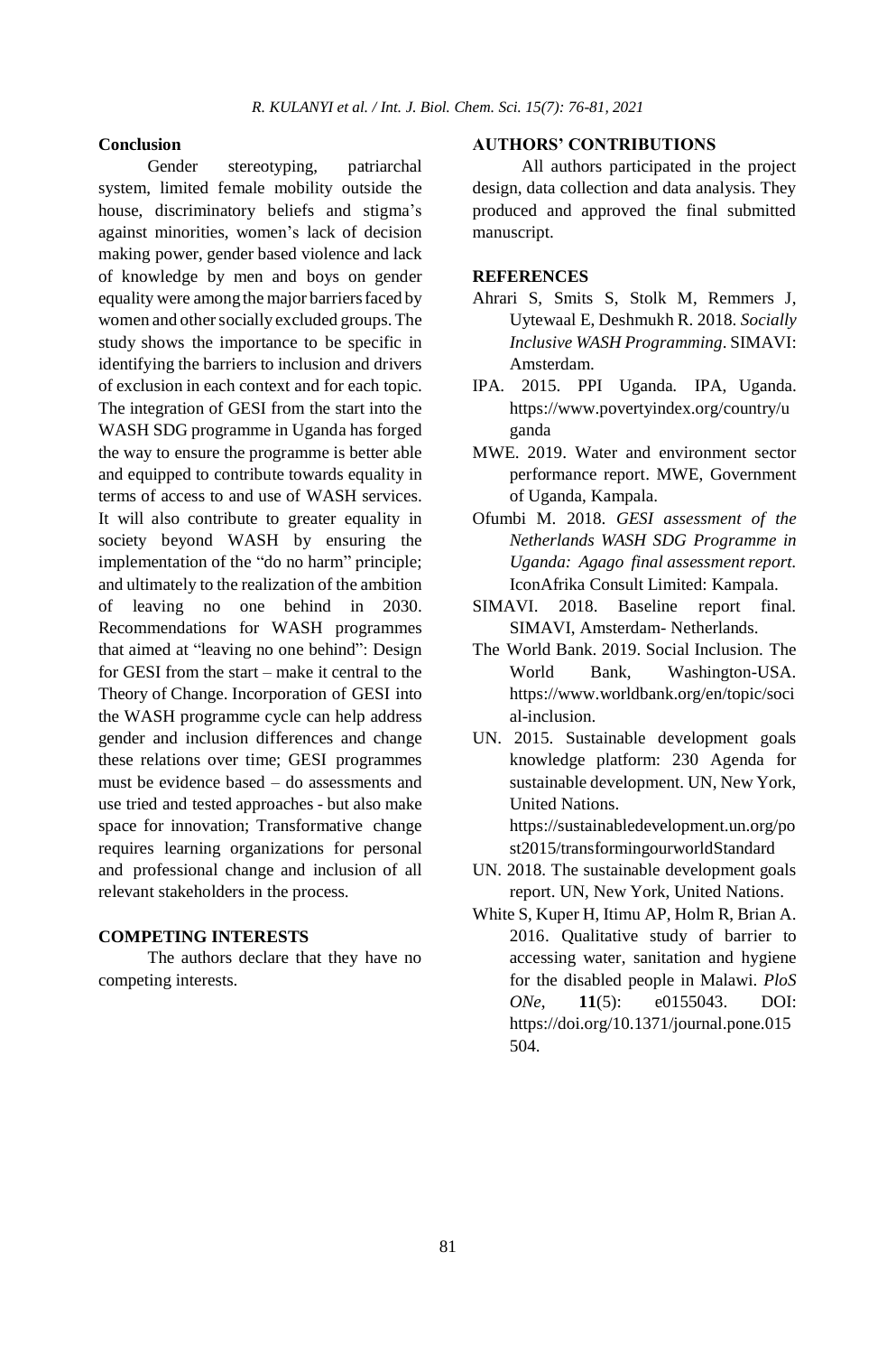## Conclusion

Gender stereotyping, patriarchal system, limited female mobility outside the house, discriminatory beliefs and stigma's against minorities, women's lack of decision making power, gender based violence and lack of knowledge by men and boys on gender equality were among the major barriers faced by women and other socially excluded groups. The study shows the importance to be specific in identifying the barriers to inclusion and drivers of exclusion in each context and for each topic. The integration of GESI from the start into the WASH SDG programme in Uganda has forged the way to ensure the programme is better able and equipped to contribute towards equality in terms of access to and use of WASH services. It will also contribute to greater equality in society beyond WASH by ensuring the implementation of the "do no harm" principle; and ultimately to the realization of the ambition of leaving no one behind in 2030. Recommendations for WASH programmes that aimed at "leaving no one behind": Design for GESI from the start – make it central to the Theory of Change. Incorporation of GESI into the WASH programme cycle can help address gender and inclusion differences and change these relations over time; GESI programmes must be evidence based – do assessments and use tried and tested approaches - but also make space for innovation; Transformative change requires learning organizations for personal and professional change and inclusion of all relevant stakeholders in the process.

## COMPETING INTERESTS

The authors declare that they have no competing interests.

## AUTHORS' CONTRIBUTIONS

All authors participated in the project design, data collection and data analysis. They produced and approved the final submitted manuscript.

## REFERENCES

Ahrari S, Smits S, Stolk M, Remmers J, Uytewaal E, Deshmukh R. 2018. *Socially Inclusive WASH Programming*. SIMAVI: Amsterdam.

IPA. 2015. PPI Uganda. IPA, Uganda. https://www.povertyindex.org/country/uganda

MWE. 2019. Water and environment sector performance report. MWE, Government of Uganda, Kampala.

Ofumbi M. 2018. *GESI assessment of the Netherlands WASH SDG Programme in Uganda: Agago final assessment report.* IconAfrika Consult Limited: Kampala.

SIMAVI. 2018. Baseline report final. SIMAVI, Amsterdam- Netherlands.

The World Bank. 2019. Social Inclusion. The World Bank, Washington-USA. https://www.worldbank.org/en/topic/social-inclusion.

UN. 2015. Sustainable development goals knowledge platform: 230 Agenda for sustainable development. UN, New York, United Nations. https://sustainabledevelopment.un.org/post2015/transformingourworldStandard

UN. 2018. The sustainable development goals report. UN, New York, United Nations.

White S, Kuper H, Itimu AP, Holm R, Brian A. 2016. Qualitative study of barrier to accessing water, sanitation and hygiene for the disabled people in Malawi. *PloS ONe*, **11**(5): e0155043. DOI: https://doi.org/10.1371/journal.pone.015504.